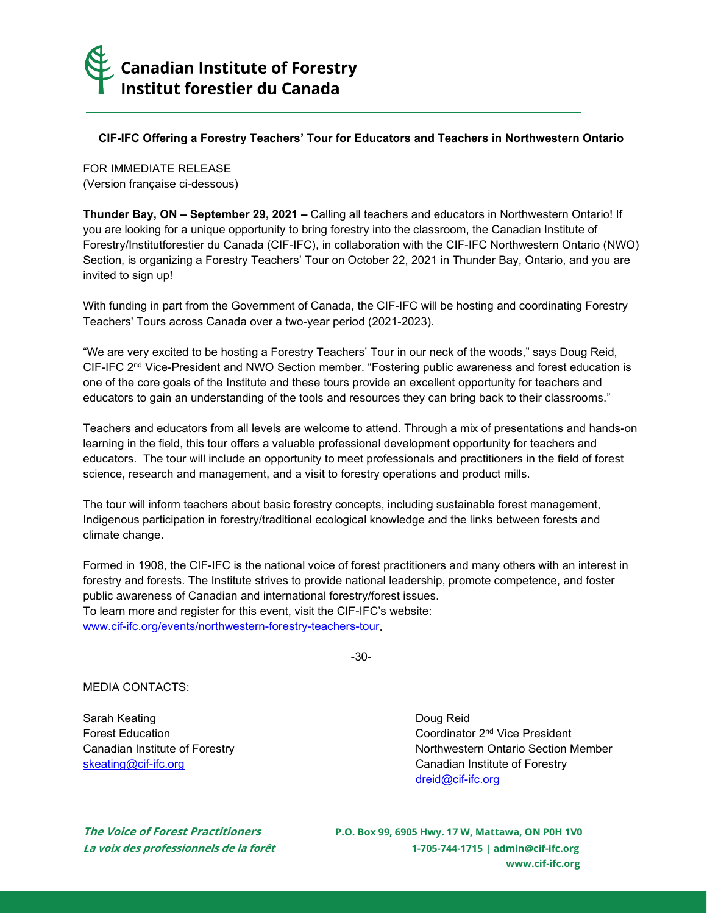Canadian Institute of Forestry
Institut forestier du Canada

**CIF-IFC Offering a Forestry Teachers' Tour for Educators and Teachers in Northwestern Ontario**

FOR IMMEDIATE RELEASE
(Version française ci-dessous)

**Thunder Bay, ON – September 29, 2021 –** Calling all teachers and educators in Northwestern Ontario! If you are looking for a unique opportunity to bring forestry into the classroom, the Canadian Institute of Forestry/Institutforestier du Canada (CIF-IFC), in collaboration with the CIF-IFC Northwestern Ontario (NWO) Section, is organizing a Forestry Teachers' Tour on October 22, 2021 in Thunder Bay, Ontario, and you are invited to sign up!

With funding in part from the Government of Canada, the CIF-IFC will be hosting and coordinating Forestry Teachers' Tours across Canada over a two-year period (2021-2023).

"We are very excited to be hosting a Forestry Teachers' Tour in our neck of the woods," says Doug Reid, CIF-IFC 2nd Vice-President and NWO Section member. "Fostering public awareness and forest education is one of the core goals of the Institute and these tours provide an excellent opportunity for teachers and educators to gain an understanding of the tools and resources they can bring back to their classrooms."

Teachers and educators from all levels are welcome to attend. Through a mix of presentations and hands-on learning in the field, this tour offers a valuable professional development opportunity for teachers and educators. The tour will include an opportunity to meet professionals and practitioners in the field of forest science, research and management, and a visit to forestry operations and product mills.

The tour will inform teachers about basic forestry concepts, including sustainable forest management, Indigenous participation in forestry/traditional ecological knowledge and the links between forests and climate change.

Formed in 1908, the CIF-IFC is the national voice of forest practitioners and many others with an interest in forestry and forests. The Institute strives to provide national leadership, promote competence, and foster public awareness of Canadian and international forestry/forest issues.
To learn more and register for this event, visit the CIF-IFC's website: [www.cif-ifc.org/events/northwestern-forestry-teachers-tour](www.cif-ifc.org/events/northwestern-forestry-teachers-tour).

-30-

MEDIA CONTACTS:

Sarah Keating
Forest Education
Canadian Institute of Forestry
skeating@cif-ifc.org

Doug Reid
Coordinator 2nd Vice President
Northwestern Ontario Section Member
Canadian Institute of Forestry
dreid@cif-ifc.org

***The Voice of Forest Practitioners***
***La voix des professionnels de la forêt***

**P.O. Box 99, 6905 Hwy. 17 W, Mattawa, ON P0H 1V0**
**1-705-744-1715 | admin@cif-ifc.org**
**www.cif-ifc.org**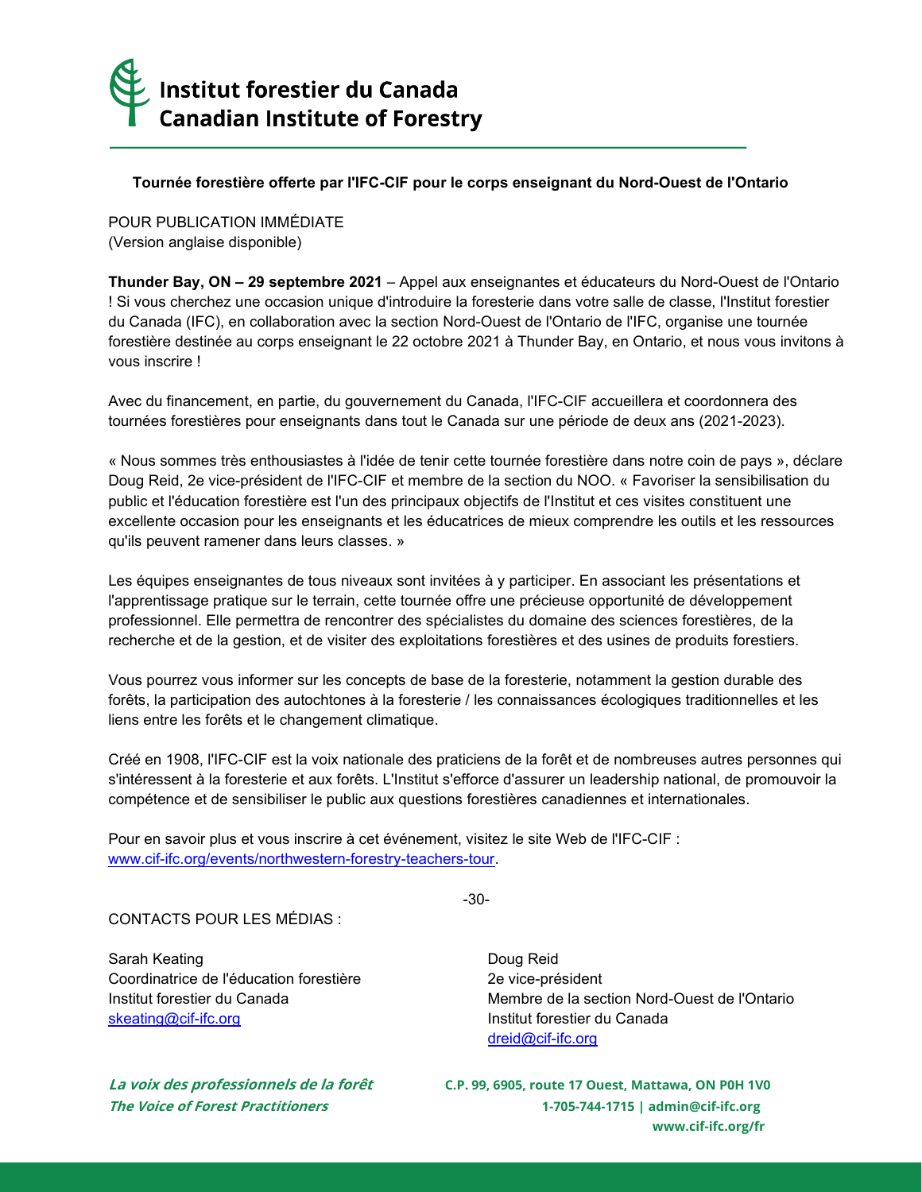Institut forestier du Canada
Canadian Institute of Forestry

**Tournée forestière offerte par l'IFC-CIF pour le corps enseignant du Nord-Ouest de l'Ontario**

POUR PUBLICATION IMMÉDIATE
(Version anglaise disponible)

**Thunder Bay, ON – 29 septembre 2021** – Appel aux enseignantes et éducateurs du Nord-Ouest de l'Ontario ! Si vous cherchez une occasion unique d'introduire la foresterie dans votre salle de classe, l'Institut forestier du Canada (IFC), en collaboration avec la section Nord-Ouest de l'Ontario de l'IFC, organise une tournée forestière destinée au corps enseignant le 22 octobre 2021 à Thunder Bay, en Ontario, et nous vous invitons à vous inscrire !

Avec du financement, en partie, du gouvernement du Canada, l'IFC-CIF accueillera et coordonnera des tournées forestières pour enseignants dans tout le Canada sur une période de deux ans (2021-2023).

« Nous sommes très enthousiastes à l'idée de tenir cette tournée forestière dans notre coin de pays », déclare Doug Reid, 2e vice-président de l'IFC-CIF et membre de la section du NOO. « Favoriser la sensibilisation du public et l'éducation forestière est l'un des principaux objectifs de l'Institut et ces visites constituent une excellente occasion pour les enseignants et les éducatrices de mieux comprendre les outils et les ressources qu'ils peuvent ramener dans leurs classes. »

Les équipes enseignantes de tous niveaux sont invitées à y participer. En associant les présentations et l'apprentissage pratique sur le terrain, cette tournée offre une précieuse opportunité de développement professionnel. Elle permettra de rencontrer des spécialistes du domaine des sciences forestières, de la recherche et de la gestion, et de visiter des exploitations forestières et des usines de produits forestiers.

Vous pourrez vous informer sur les concepts de base de la foresterie, notamment la gestion durable des forêts, la participation des autochtones à la foresterie / les connaissances écologiques traditionnelles et les liens entre les forêts et le changement climatique.

Créé en 1908, l'IFC-CIF est la voix nationale des praticiens de la forêt et de nombreuses autres personnes qui s'intéressent à la foresterie et aux forêts. L'Institut s'efforce d'assurer un leadership national, de promouvoir la compétence et de sensibiliser le public aux questions forestières canadiennes et internationales.

Pour en savoir plus et vous inscrire à cet événement, visitez le site Web de l'IFC-CIF : www.cif-ifc.org/events/northwestern-forestry-teachers-tour.

-30-

CONTACTS POUR LES MÉDIAS :

Sarah Keating
Coordinatrice de l'éducation forestière
Institut forestier du Canada
skeating@cif-ifc.org

Doug Reid
2e vice-président
Membre de la section Nord-Ouest de l'Ontario
Institut forestier du Canada
dreid@cif-ifc.org

*La voix des professionnels de la forêt*
*The Voice of Forest Practitioners*

**C.P. 99, 6905, route 17 Ouest, Mattawa, ON P0H 1V0**
**1-705-744-1715 | admin@cif-ifc.org**
**www.cif-ifc.org/fr**